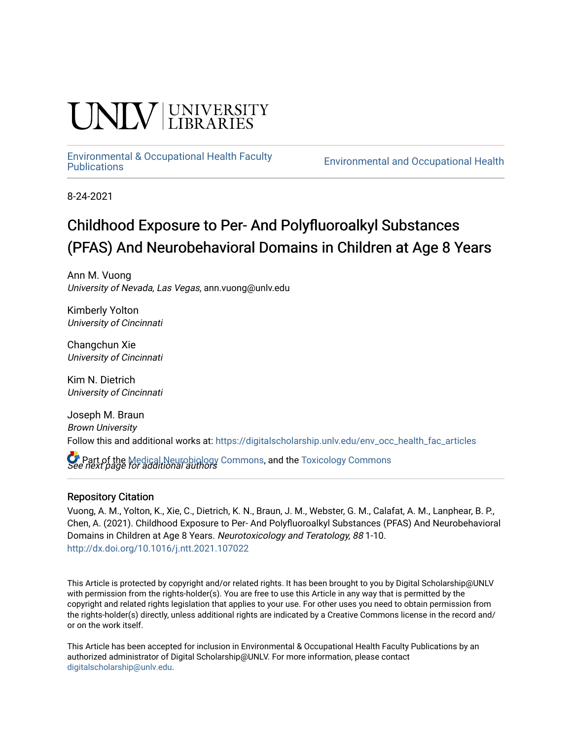UNLV | UNIVERSITY LIBRARIES

Environmental & Occupational Health Faculty Publications

Environmental and Occupational Health

8-24-2021

# Childhood Exposure to Per- And Polyfluoroalkyl Substances (PFAS) And Neurobehavioral Domains in Children at Age 8 Years

Ann M. Vuong
*University of Nevada, Las Vegas*, ann.vuong@unlv.edu

Kimberly Yolton
*University of Cincinnati*

Changchun Xie
*University of Cincinnati*

Kim N. Dietrich
*University of Cincinnati*

Joseph M. Braun
*Brown University*

*See next page for additional authors*

Follow this and additional works at: https://digitalscholarship.unlv.edu/env_occ_health_fac_articles

Part of the Medical Neurobiology Commons, and the Toxicology Commons

## Repository Citation

Vuong, A. M., Yolton, K., Xie, C., Dietrich, K. N., Braun, J. M., Webster, G. M., Calafat, A. M., Lanphear, B. P., Chen, A. (2021). Childhood Exposure to Per- And Polyfluoroalkyl Substances (PFAS) And Neurobehavioral Domains in Children at Age 8 Years. *Neurotoxicology and Teratology, 88* 1-10.
http://dx.doi.org/10.1016/j.ntt.2021.107022

This Article is protected by copyright and/or related rights. It has been brought to you by Digital Scholarship@UNLV with permission from the rights-holder(s). You are free to use this Article in any way that is permitted by the copyright and related rights legislation that applies to your use. For other uses you need to obtain permission from the rights-holder(s) directly, unless additional rights are indicated by a Creative Commons license in the record and/or on the work itself.

This Article has been accepted for inclusion in Environmental & Occupational Health Faculty Publications by an authorized administrator of Digital Scholarship@UNLV. For more information, please contact digitalscholarship@unlv.edu.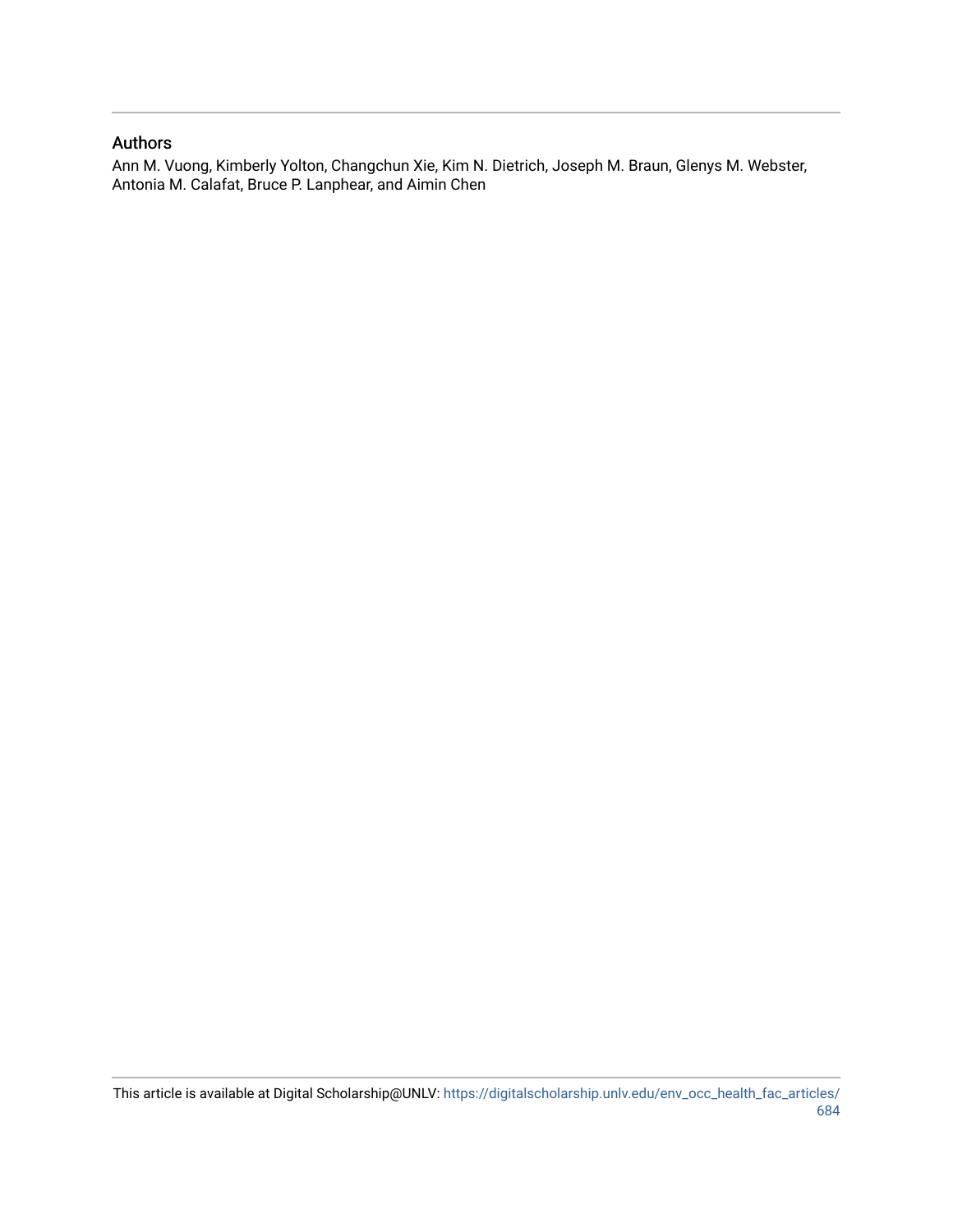## Authors

Ann M. Vuong, Kimberly Yolton, Changchun Xie, Kim N. Dietrich, Joseph M. Braun, Glenys M. Webster, Antonia M. Calafat, Bruce P. Lanphear, and Aimin Chen

This article is available at Digital Scholarship@UNLV: https://digitalscholarship.unlv.edu/env_occ_health_fac_articles/684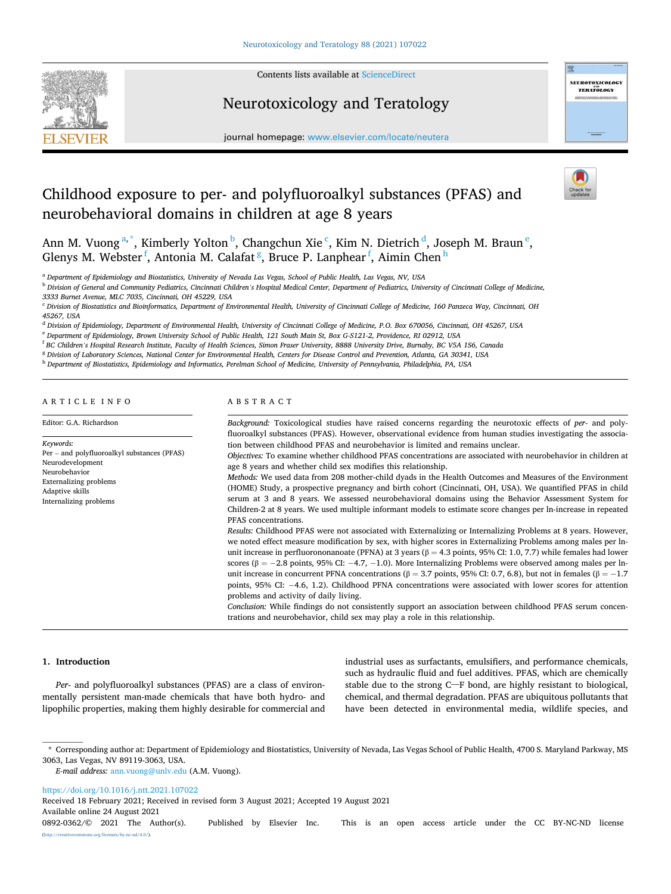# Childhood exposure to per- and polyfluoroalkyl substances (PFAS) and neurobehavioral domains in children at age 8 years

Ann M. Vuong [a,*], Kimberly Yolton [b], Changchun Xie [c], Kim N. Dietrich [d], Joseph M. Braun [e], Glenys M. Webster [f], Antonia M. Calafat [g], Bruce P. Lanphear [f], Aimin Chen [h]

[a] Department of Epidemiology and Biostatistics, University of Nevada Las Vegas, School of Public Health, Las Vegas, NV, USA

[b] Division of General and Community Pediatrics, Cincinnati Children's Hospital Medical Center, Department of Pediatrics, University of Cincinnati College of Medicine, 3333 Burnet Avenue, MLC 7035, Cincinnati, OH 45229, USA

[c] Division of Biostatistics and Bioinformatics, Department of Environmental Health, University of Cincinnati College of Medicine, 160 Panzeca Way, Cincinnati, OH 45267, USA

[d] Division of Epidemiology, Department of Environmental Health, University of Cincinnati College of Medicine, P.O. Box 670056, Cincinnati, OH 45267, USA

[e] Department of Epidemiology, Brown University School of Public Health, 121 South Main St, Box G-S121-2, Providence, RI 02912, USA

[f] BC Children's Hospital Research Institute, Faculty of Health Sciences, Simon Fraser University, 8888 University Drive, Burnaby, BC V5A 1S6, Canada

[g] Division of Laboratory Sciences, National Center for Environmental Health, Centers for Disease Control and Prevention, Atlanta, GA 30341, USA

[h] Department of Biostatistics, Epidemiology and Informatics, Perelman School of Medicine, University of Pennsylvania, Philadelphia, PA, USA

## ARTICLE INFO

Editor: G.A. Richardson

*Keywords:*
Per – and polyfluoroalkyl substances (PFAS)
Neurodevelopment
Neurobehavior
Externalizing problems
Adaptive skills
Internalizing problems

## ABSTRACT

*Background:* Toxicological studies have raised concerns regarding the neurotoxic effects of *per-* and polyfluoroalkyl substances (PFAS). However, observational evidence from human studies investigating the association between childhood PFAS and neurobehavior is limited and remains unclear.

*Objectives:* To examine whether childhood PFAS concentrations are associated with neurobehavior in children at age 8 years and whether child sex modifies this relationship.

*Methods:* We used data from 208 mother-child dyads in the Health Outcomes and Measures of the Environment (HOME) Study, a prospective pregnancy and birth cohort (Cincinnati, OH, USA). We quantified PFAS in child serum at 3 and 8 years. We assessed neurobehavioral domains using the Behavior Assessment System for Children-2 at 8 years. We used multiple informant models to estimate score changes per ln-increase in repeated PFAS concentrations.

*Results:* Childhood PFAS were not associated with Externalizing or Internalizing Problems at 8 years. However, we noted effect measure modification by sex, with higher scores in Externalizing Problems among males per ln-unit increase in perfluorononanoate (PFNA) at 3 years (β = 4.3 points, 95% CI: 1.0, 7.7) while females had lower scores (β = −2.8 points, 95% CI: −4.7, −1.0). More Internalizing Problems were observed among males per ln-unit increase in concurrent PFNA concentrations (β = 3.7 points, 95% CI: 0.7, 6.8), but not in females (β = −1.7 points, 95% CI: −4.6, 1.2). Childhood PFNA concentrations were associated with lower scores for attention problems and activity of daily living.

*Conclusion:* While findings do not consistently support an association between childhood PFAS serum concentrations and neurobehavior, child sex may play a role in this relationship.

## 1. Introduction

*Per-* and polyfluoroalkyl substances (PFAS) are a class of environmentally persistent man-made chemicals that have both hydro- and lipophilic properties, making them highly desirable for commercial and industrial uses as surfactants, emulsifiers, and performance chemicals, such as hydraulic fluid and fuel additives. PFAS, which are chemically stable due to the strong C—F bond, are highly resistant to biological, chemical, and thermal degradation. PFAS are ubiquitous pollutants that have been detected in environmental media, wildlife species, and

* Corresponding author at: Department of Epidemiology and Biostatistics, University of Nevada, Las Vegas School of Public Health, 4700 S. Maryland Parkway, MS 3063, Las Vegas, NV 89119-3063, USA.

*E-mail address:* ann.vuong@unlv.edu (A.M. Vuong).

https://doi.org/10.1016/j.ntt.2021.107022

Received 18 February 2021; Received in revised form 3 August 2021; Accepted 19 August 2021

Available online 24 August 2021

0892-0362/© 2021 The Author(s). Published by Elsevier Inc. This is an open access article under the CC BY-NC-ND license (http://creativecommons.org/licenses/by-nc-nd/4.0/).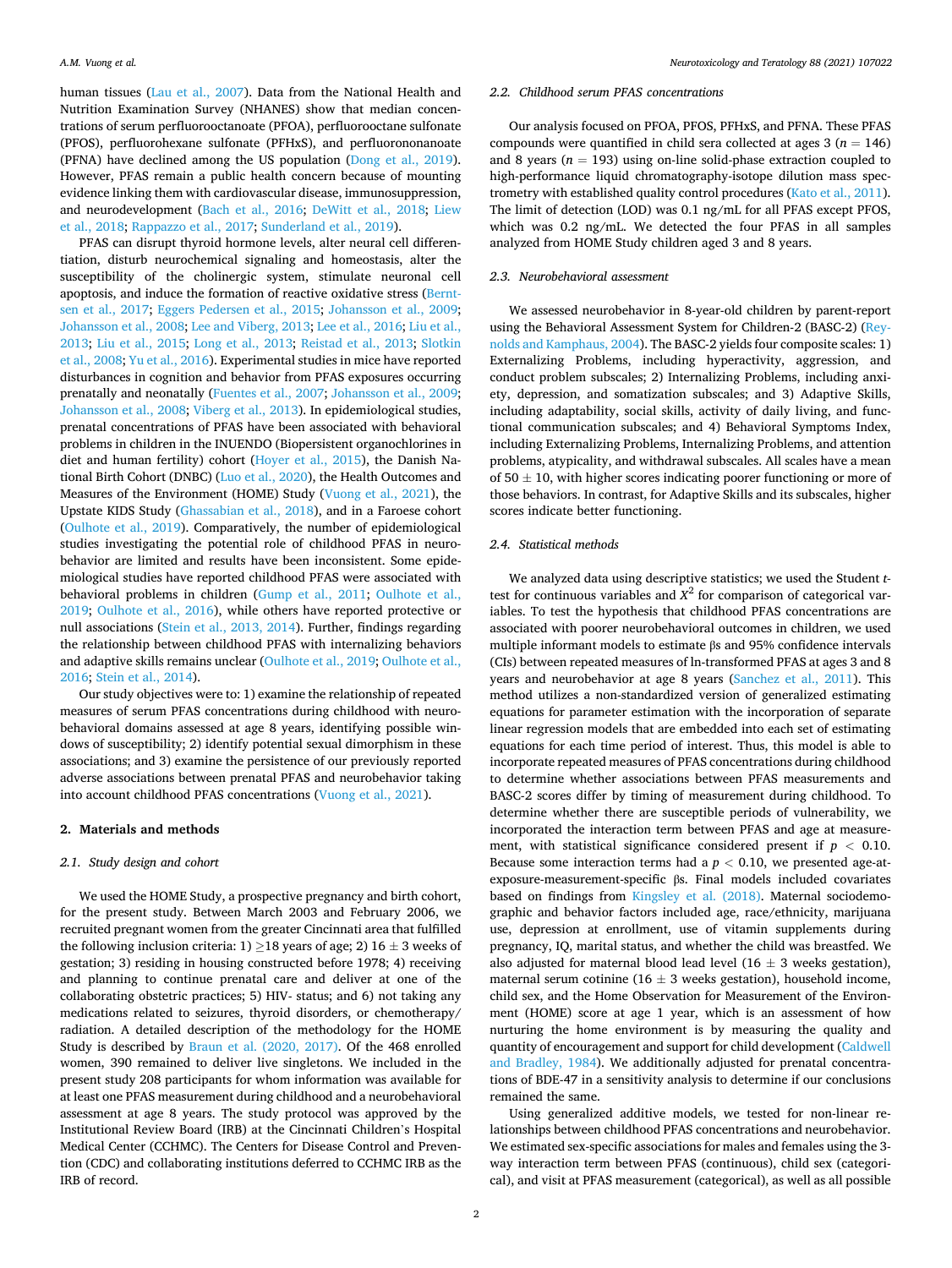human tissues (Lau et al., 2007). Data from the National Health and Nutrition Examination Survey (NHANES) show that median concentrations of serum perfluorooctanoate (PFOA), perfluorooctane sulfonate (PFOS), perfluorohexane sulfonate (PFHxS), and perfluorononanoate (PFNA) have declined among the US population (Dong et al., 2019). However, PFAS remain a public health concern because of mounting evidence linking them with cardiovascular disease, immunosuppression, and neurodevelopment (Bach et al., 2016; DeWitt et al., 2018; Liew et al., 2018; Rappazzo et al., 2017; Sunderland et al., 2019).

PFAS can disrupt thyroid hormone levels, alter neural cell differentiation, disturb neurochemical signaling and homeostasis, alter the susceptibility of the cholinergic system, stimulate neuronal cell apoptosis, and induce the formation of reactive oxidative stress (Berntsen et al., 2017; Eggers Pedersen et al., 2015; Johansson et al., 2009; Johansson et al., 2008; Lee and Viberg, 2013; Lee et al., 2016; Liu et al., 2013; Liu et al., 2015; Long et al., 2013; Reistad et al., 2013; Slotkin et al., 2008; Yu et al., 2016). Experimental studies in mice have reported disturbances in cognition and behavior from PFAS exposures occurring prenatally and neonatally (Fuentes et al., 2007; Johansson et al., 2009; Johansson et al., 2008; Viberg et al., 2013). In epidemiological studies, prenatal concentrations of PFAS have been associated with behavioral problems in children in the INUENDO (Biopersistent organochlorines in diet and human fertility) cohort (Hoyer et al., 2015), the Danish National Birth Cohort (DNBC) (Luo et al., 2020), the Health Outcomes and Measures of the Environment (HOME) Study (Vuong et al., 2021), the Upstate KIDS Study (Ghassabian et al., 2018), and in a Faroese cohort (Oulhote et al., 2019). Comparatively, the number of epidemiological studies investigating the potential role of childhood PFAS in neurobehavior are limited and results have been inconsistent. Some epidemiological studies have reported childhood PFAS were associated with behavioral problems in children (Gump et al., 2011; Oulhote et al., 2019; Oulhote et al., 2016), while others have reported protective or null associations (Stein et al., 2013, 2014). Further, findings regarding the relationship between childhood PFAS with internalizing behaviors and adaptive skills remains unclear (Oulhote et al., 2019; Oulhote et al., 2016; Stein et al., 2014).

Our study objectives were to: 1) examine the relationship of repeated measures of serum PFAS concentrations during childhood with neurobehavioral domains assessed at age 8 years, identifying possible windows of susceptibility; 2) identify potential sexual dimorphism in these associations; and 3) examine the persistence of our previously reported adverse associations between prenatal PFAS and neurobehavior taking into account childhood PFAS concentrations (Vuong et al., 2021).

## 2. Materials and methods

### 2.1. Study design and cohort

We used the HOME Study, a prospective pregnancy and birth cohort, for the present study. Between March 2003 and February 2006, we recruited pregnant women from the greater Cincinnati area that fulfilled the following inclusion criteria: 1) ≥18 years of age; 2) 16 ± 3 weeks of gestation; 3) residing in housing constructed before 1978; 4) receiving and planning to continue prenatal care and deliver at one of the collaborating obstetric practices; 5) HIV- status; and 6) not taking any medications related to seizures, thyroid disorders, or chemotherapy/radiation. A detailed description of the methodology for the HOME Study is described by Braun et al. (2020, 2017). Of the 468 enrolled women, 390 remained to deliver live singletons. We included in the present study 208 participants for whom information was available for at least one PFAS measurement during childhood and a neurobehavioral assessment at age 8 years. The study protocol was approved by the Institutional Review Board (IRB) at the Cincinnati Children's Hospital Medical Center (CCHMC). The Centers for Disease Control and Prevention (CDC) and collaborating institutions deferred to CCHMC IRB as the IRB of record.

### 2.2. Childhood serum PFAS concentrations

Our analysis focused on PFOA, PFOS, PFHxS, and PFNA. These PFAS compounds were quantified in child sera collected at ages 3 ($n = 146$) and 8 years ($n = 193$) using on-line solid-phase extraction coupled to high-performance liquid chromatography-isotope dilution mass spectrometry with established quality control procedures (Kato et al., 2011). The limit of detection (LOD) was 0.1 ng/mL for all PFAS except PFOS, which was 0.2 ng/mL. We detected the four PFAS in all samples analyzed from HOME Study children aged 3 and 8 years.

### 2.3. Neurobehavioral assessment

We assessed neurobehavior in 8-year-old children by parent-report using the Behavioral Assessment System for Children-2 (BASC-2) (Reynolds and Kamphaus, 2004). The BASC-2 yields four composite scales: 1) Externalizing Problems, including hyperactivity, aggression, and conduct problem subscales; 2) Internalizing Problems, including anxiety, depression, and somatization subscales; and 3) Adaptive Skills, including adaptability, social skills, activity of daily living, and functional communication subscales; and 4) Behavioral Symptoms Index, including Externalizing Problems, Internalizing Problems, and attention problems, atypicality, and withdrawal subscales. All scales have a mean of 50 ± 10, with higher scores indicating poorer functioning or more of those behaviors. In contrast, for Adaptive Skills and its subscales, higher scores indicate better functioning.

### 2.4. Statistical methods

We analyzed data using descriptive statistics; we used the Student *t*-test for continuous variables and $X^2$ for comparison of categorical variables. To test the hypothesis that childhood PFAS concentrations are associated with poorer neurobehavioral outcomes in children, we used multiple informant models to estimate βs and 95% confidence intervals (CIs) between repeated measures of ln-transformed PFAS at ages 3 and 8 years and neurobehavior at age 8 years (Sanchez et al., 2011). This method utilizes a non-standardized version of generalized estimating equations for parameter estimation with the incorporation of separate linear regression models that are embedded into each set of estimating equations for each time period of interest. Thus, this model is able to incorporate repeated measures of PFAS concentrations during childhood to determine whether associations between PFAS measurements and BASC-2 scores differ by timing of measurement during childhood. To determine whether there are susceptible periods of vulnerability, we incorporated the interaction term between PFAS and age at measurement, with statistical significance considered present if $p < 0.10$. Because some interaction terms had a $p < 0.10$, we presented age-at-exposure-measurement-specific βs. Final models included covariates based on findings from Kingsley et al. (2018). Maternal sociodemographic and behavior factors included age, race/ethnicity, marijuana use, depression at enrollment, use of vitamin supplements during pregnancy, IQ, marital status, and whether the child was breastfed. We also adjusted for maternal blood lead level (16 ± 3 weeks gestation), maternal serum cotinine (16 ± 3 weeks gestation), household income, child sex, and the Home Observation for Measurement of the Environment (HOME) score at age 1 year, which is an assessment of how nurturing the home environment is by measuring the quality and quantity of encouragement and support for child development (Caldwell and Bradley, 1984). We additionally adjusted for prenatal concentrations of BDE-47 in a sensitivity analysis to determine if our conclusions remained the same.

Using generalized additive models, we tested for non-linear relationships between childhood PFAS concentrations and neurobehavior. We estimated sex-specific associations for males and females using the 3-way interaction term between PFAS (continuous), child sex (categorical), and visit at PFAS measurement (categorical), as well as all possible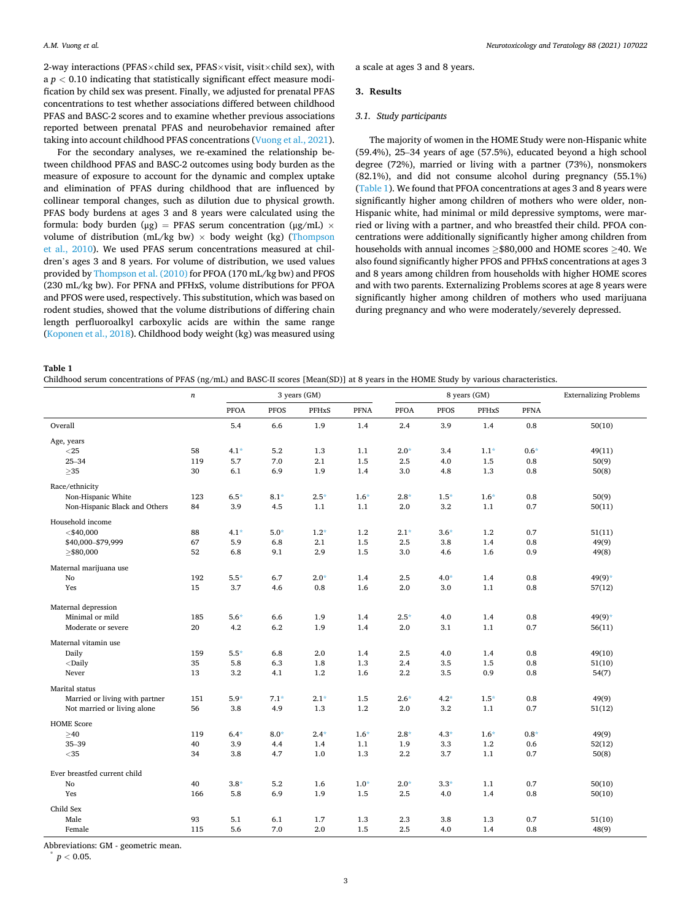2-way interactions (PFAS×child sex, PFAS×visit, visit×child sex), with a $p < 0.10$ indicating that statistically significant effect measure modification by child sex was present. Finally, we adjusted for prenatal PFAS concentrations to test whether associations differed between childhood PFAS and BASC-2 scores and to examine whether previous associations reported between prenatal PFAS and neurobehavior remained after taking into account childhood PFAS concentrations (Vuong et al., 2021).

For the secondary analyses, we re-examined the relationship between childhood PFAS and BASC-2 outcomes using body burden as the measure of exposure to account for the dynamic and complex uptake and elimination of PFAS during childhood that are influenced by collinear temporal changes, such as dilution due to physical growth. PFAS body burdens at ages 3 and 8 years were calculated using the formula: body burden (μg) = PFAS serum concentration (μg/mL) × volume of distribution (mL/kg bw) × body weight (kg) (Thompson et al., 2010). We used PFAS serum concentrations measured at children's ages 3 and 8 years. For volume of distribution, we used values provided by Thompson et al. (2010) for PFOA (170 mL/kg bw) and PFOS (230 mL/kg bw). For PFNA and PFHxS, volume distributions for PFOA and PFOS were used, respectively. This substitution, which was based on rodent studies, showed that the volume distributions of differing chain length perfluoroalkyl carboxylic acids are within the same range (Koponen et al., 2018). Childhood body weight (kg) was measured using a scale at ages 3 and 8 years.

## 3. Results

### 3.1. Study participants

The majority of women in the HOME Study were non-Hispanic white (59.4%), 25–34 years of age (57.5%), educated beyond a high school degree (72%), married or living with a partner (73%), nonsmokers (82.1%), and did not consume alcohol during pregnancy (55.1%) (Table 1). We found that PFOA concentrations at ages 3 and 8 years were significantly higher among children of mothers who were older, non-Hispanic white, had minimal or mild depressive symptoms, were married or living with a partner, and who breastfed their child. PFOA concentrations were additionally significantly higher among children from households with annual incomes ≥\$80,000 and HOME scores ≥40. We also found significantly higher PFOS and PFHxS concentrations at ages 3 and 8 years among children from households with higher HOME scores and with two parents. Externalizing Problems scores at age 8 years were significantly higher among children of mothers who used marijuana during pregnancy and who were moderately/severely depressed.

**Table 1**
Childhood serum concentrations of PFAS (ng/mL) and BASC-II scores [Mean(SD)] at 8 years in the HOME Study by various characteristics.

| | *n* | 3 years (GM) | | | | 8 years (GM) | | | | Externalizing Problems |
|---|---|---|---|---|---|---|---|---|---|---|
| | | PFOA | PFOS | PFHxS | PFNA | PFOA | PFOS | PFHxS | PFNA | |
| Overall | | 5.4 | 6.6 | 1.9 | 1.4 | 2.4 | 3.9 | 1.4 | 0.8 | 50(10) |
| Age, years | | | | | | | | | | |
| <25 | 58 | 4.1* | 5.2 | 1.3 | 1.1 | 2.0* | 3.4 | 1.1* | 0.6* | 49(11) |
| 25–34 | 119 | 5.7 | 7.0 | 2.1 | 1.5 | 2.5 | 4.0 | 1.5 | 0.8 | 50(9) |
| ≥35 | 30 | 6.1 | 6.9 | 1.9 | 1.4 | 3.0 | 4.8 | 1.3 | 0.8 | 50(8) |
| Race/ethnicity | | | | | | | | | | |
| Non-Hispanic White | 123 | 6.5* | 8.1* | 2.5* | 1.6* | 2.8* | 1.5* | 1.6* | 0.8 | 50(9) |
| Non-Hispanic Black and Others | 84 | 3.9 | 4.5 | 1.1 | 1.1 | 2.0 | 3.2 | 1.1 | 0.7 | 50(11) |
| Household income | | | | | | | | | | |
| <\$40,000 | 88 | 4.1* | 5.0* | 1.2* | 1.2 | 2.1* | 3.6* | 1.2 | 0.7 | 51(11) |
| \$40,000–\$79,999 | 67 | 5.9 | 6.8 | 2.1 | 1.5 | 2.5 | 3.8 | 1.4 | 0.8 | 49(9) |
| ≥\$80,000 | 52 | 6.8 | 9.1 | 2.9 | 1.5 | 3.0 | 4.6 | 1.6 | 0.9 | 49(8) |
| Maternal marijuana use | | | | | | | | | | |
| No | 192 | 5.5* | 6.7 | 2.0* | 1.4 | 2.5 | 4.0* | 1.4 | 0.8 | 49(9)* |
| Yes | 15 | 3.7 | 4.6 | 0.8 | 1.6 | 2.0 | 3.0 | 1.1 | 0.8 | 57(12) |
| Maternal depression | | | | | | | | | | |
| Minimal or mild | 185 | 5.6* | 6.6 | 1.9 | 1.4 | 2.5* | 4.0 | 1.4 | 0.8 | 49(9)* |
| Moderate or severe | 20 | 4.2 | 6.2 | 1.9 | 1.4 | 2.0 | 3.1 | 1.1 | 0.7 | 56(11) |
| Maternal vitamin use | | | | | | | | | | |
| Daily | 159 | 5.5* | 6.8 | 2.0 | 1.4 | 2.5 | 4.0 | 1.4 | 0.8 | 49(10) |
| <Daily | 35 | 5.8 | 6.3 | 1.8 | 1.3 | 2.4 | 3.5 | 1.5 | 0.8 | 51(10) |
| Never | 13 | 3.2 | 4.1 | 1.2 | 1.6 | 2.2 | 3.5 | 0.9 | 0.8 | 54(7) |
| Marital status | | | | | | | | | | |
| Married or living with partner | 151 | 5.9* | 7.1* | 2.1* | 1.5 | 2.6* | 4.2* | 1.5* | 0.8 | 49(9) |
| Not married or living alone | 56 | 3.8 | 4.9 | 1.3 | 1.2 | 2.0 | 3.2 | 1.1 | 0.7 | 51(12) |
| HOME Score | | | | | | | | | | |
| ≥40 | 119 | 6.4* | 8.0* | 2.4* | 1.6* | 2.8* | 4.3* | 1.6* | 0.8* | 49(9) |
| 35–39 | 40 | 3.9 | 4.4 | 1.4 | 1.1 | 1.9 | 3.3 | 1.2 | 0.6 | 52(12) |
| <35 | 34 | 3.8 | 4.7 | 1.0 | 1.3 | 2.2 | 3.7 | 1.1 | 0.7 | 50(8) |
| Ever breastfed current child | | | | | | | | | | |
| No | 40 | 3.8* | 5.2 | 1.6 | 1.0* | 2.0* | 3.3* | 1.1 | 0.7 | 50(10) |
| Yes | 166 | 5.8 | 6.9 | 1.9 | 1.5 | 2.5 | 4.0 | 1.4 | 0.8 | 50(10) |
| Child Sex | | | | | | | | | | |
| Male | 93 | 5.1 | 6.1 | 1.7 | 1.3 | 2.3 | 3.8 | 1.3 | 0.7 | 51(10) |
| Female | 115 | 5.6 | 7.0 | 2.0 | 1.5 | 2.5 | 4.0 | 1.4 | 0.8 | 48(9) |

Abbreviations: GM - geometric mean.
* $p < 0.05$.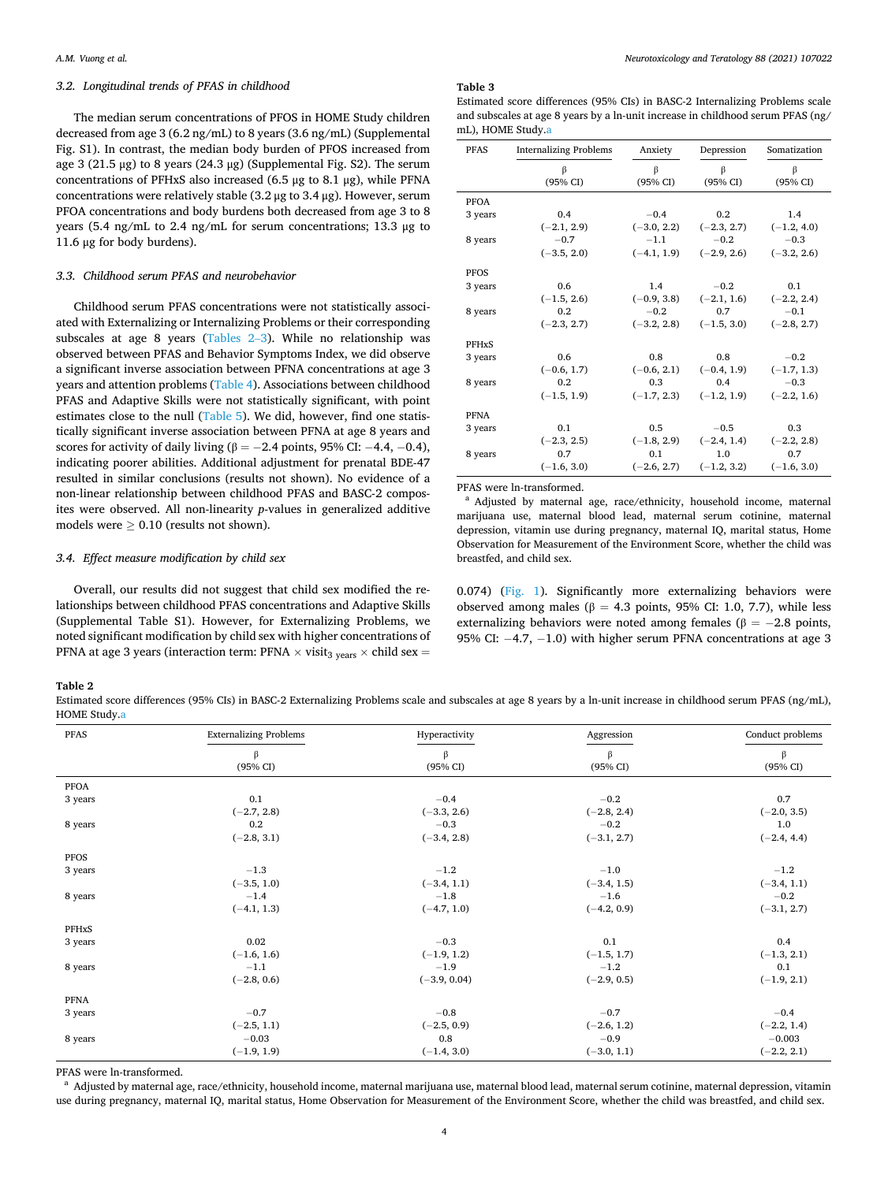### 3.2. Longitudinal trends of PFAS in childhood

The median serum concentrations of PFOS in HOME Study children decreased from age 3 (6.2 ng/mL) to 8 years (3.6 ng/mL) (Supplemental Fig. S1). In contrast, the median body burden of PFOS increased from age 3 (21.5 μg) to 8 years (24.3 μg) (Supplemental Fig. S2). The serum concentrations of PFHxS also increased (6.5 μg to 8.1 μg), while PFNA concentrations were relatively stable (3.2 μg to 3.4 μg). However, serum PFOA concentrations and body burdens both decreased from age 3 to 8 years (5.4 ng/mL to 2.4 ng/mL for serum concentrations; 13.3 μg to 11.6 μg for body burdens).

### 3.3. Childhood serum PFAS and neurobehavior

Childhood serum PFAS concentrations were not statistically associated with Externalizing or Internalizing Problems or their corresponding subscales at age 8 years (Tables 2–3). While no relationship was observed between PFAS and Behavior Symptoms Index, we did observe a significant inverse association between PFNA concentrations at age 3 years and attention problems (Table 4). Associations between childhood PFAS and Adaptive Skills were not statistically significant, with point estimates close to the null (Table 5). We did, however, find one statistically significant inverse association between PFNA at age 8 years and scores for activity of daily living (β = −2.4 points, 95% CI: −4.4, −0.4), indicating poorer abilities. Additional adjustment for prenatal BDE-47 resulted in similar conclusions (results not shown). No evidence of a non-linear relationship between childhood PFAS and BASC-2 composites were observed. All non-linearity *p*-values in generalized additive models were ≥ 0.10 (results not shown).

### 3.4. Effect measure modification by child sex

Overall, our results did not suggest that child sex modified the relationships between childhood PFAS concentrations and Adaptive Skills (Supplemental Table S1). However, for Externalizing Problems, we noted significant modification by child sex with higher concentrations of PFNA at age 3 years (interaction term: PFNA × $\text{visit}_{3\ \text{years}}$ × child sex = 0.074) (Fig. 1). Significantly more externalizing behaviors were observed among males (β = 4.3 points, 95% CI: 1.0, 7.7), while less externalizing behaviors were noted among females (β = −2.8 points, 95% CI: −4.7, −1.0) with higher serum PFNA concentrations at age 3

**Table 3**
Estimated score differences (95% CIs) in BASC-2 Internalizing Problems scale and subscales at age 8 years by a ln-unit increase in childhood serum PFAS (ng/mL), HOME Study.[a]

| PFAS | Internalizing Problems β (95% CI) | Anxiety β (95% CI) | Depression β (95% CI) | Somatization β (95% CI) |
|---|---|---|---|---|
| **PFOA** | | | | |
| 3 years | 0.4 (−2.1, 2.9) | −0.4 (−3.0, 2.2) | 0.2 (−2.3, 2.7) | 1.4 (−1.2, 4.0) |
| 8 years | −0.7 (−3.5, 2.0) | −1.1 (−4.1, 1.9) | −0.2 (−2.9, 2.6) | −0.3 (−3.2, 2.6) |
| **PFOS** | | | | |
| 3 years | 0.6 (−1.5, 2.6) | 1.4 (−0.9, 3.8) | −0.2 (−2.1, 1.6) | 0.1 (−2.2, 2.4) |
| 8 years | 0.2 (−2.3, 2.7) | −0.2 (−3.2, 2.8) | 0.7 (−1.5, 3.0) | −0.1 (−2.8, 2.7) |
| **PFHxS** | | | | |
| 3 years | 0.6 (−0.6, 1.7) | 0.8 (−0.6, 2.1) | 0.8 (−0.4, 1.9) | −0.2 (−1.7, 1.3) |
| 8 years | 0.2 (−1.5, 1.9) | 0.3 (−1.7, 2.3) | 0.4 (−1.2, 1.9) | −0.3 (−2.2, 1.6) |
| **PFNA** | | | | |
| 3 years | 0.1 (−2.3, 2.5) | 0.5 (−1.8, 2.9) | −0.5 (−2.4, 1.4) | 0.3 (−2.2, 2.8) |
| 8 years | 0.7 (−1.6, 3.0) | 0.1 (−2.6, 2.7) | 1.0 (−1.2, 3.2) | 0.7 (−1.6, 3.0) |

PFAS were ln-transformed.
[a] Adjusted by maternal age, race/ethnicity, household income, maternal marijuana use, maternal blood lead, maternal serum cotinine, maternal depression, vitamin use during pregnancy, maternal IQ, marital status, Home Observation for Measurement of the Environment Score, whether the child was breastfed, and child sex.

**Table 2**
Estimated score differences (95% CIs) in BASC-2 Externalizing Problems scale and subscales at age 8 years by a ln-unit increase in childhood serum PFAS (ng/mL), HOME Study.[a]

| PFAS | Externalizing Problems β (95% CI) | Hyperactivity β (95% CI) | Aggression β (95% CI) | Conduct problems β (95% CI) |
|---|---|---|---|---|
| **PFOA** | | | | |
| 3 years | 0.1 (−2.7, 2.8) | −0.4 (−3.3, 2.6) | −0.2 (−2.8, 2.4) | 0.7 (−2.0, 3.5) |
| 8 years | 0.2 (−2.8, 3.1) | −0.3 (−3.4, 2.8) | −0.2 (−3.1, 2.7) | 1.0 (−2.4, 4.4) |
| **PFOS** | | | | |
| 3 years | −1.3 (−3.5, 1.0) | −1.2 (−3.4, 1.1) | −1.0 (−3.4, 1.5) | −1.2 (−3.4, 1.1) |
| 8 years | −1.4 (−4.1, 1.3) | −1.8 (−4.7, 1.0) | −1.6 (−4.2, 0.9) | −0.2 (−3.1, 2.7) |
| **PFHxS** | | | | |
| 3 years | 0.02 (−1.6, 1.6) | −0.3 (−1.9, 1.2) | 0.1 (−1.5, 1.7) | 0.4 (−1.3, 2.1) |
| 8 years | −1.1 (−2.8, 0.6) | −1.9 (−3.9, 0.04) | −1.2 (−2.9, 0.5) | 0.1 (−1.9, 2.1) |
| **PFNA** | | | | |
| 3 years | −0.7 (−2.5, 1.1) | −0.8 (−2.5, 0.9) | −0.7 (−2.6, 1.2) | −0.4 (−2.2, 1.4) |
| 8 years | −0.03 (−1.9, 1.9) | 0.8 (−1.4, 3.0) | −0.9 (−3.0, 1.1) | −0.003 (−2.2, 2.1) |

PFAS were ln-transformed.
[a] Adjusted by maternal age, race/ethnicity, household income, maternal marijuana use, maternal blood lead, maternal serum cotinine, maternal depression, vitamin use during pregnancy, maternal IQ, marital status, Home Observation for Measurement of the Environment Score, whether the child was breastfed, and child sex.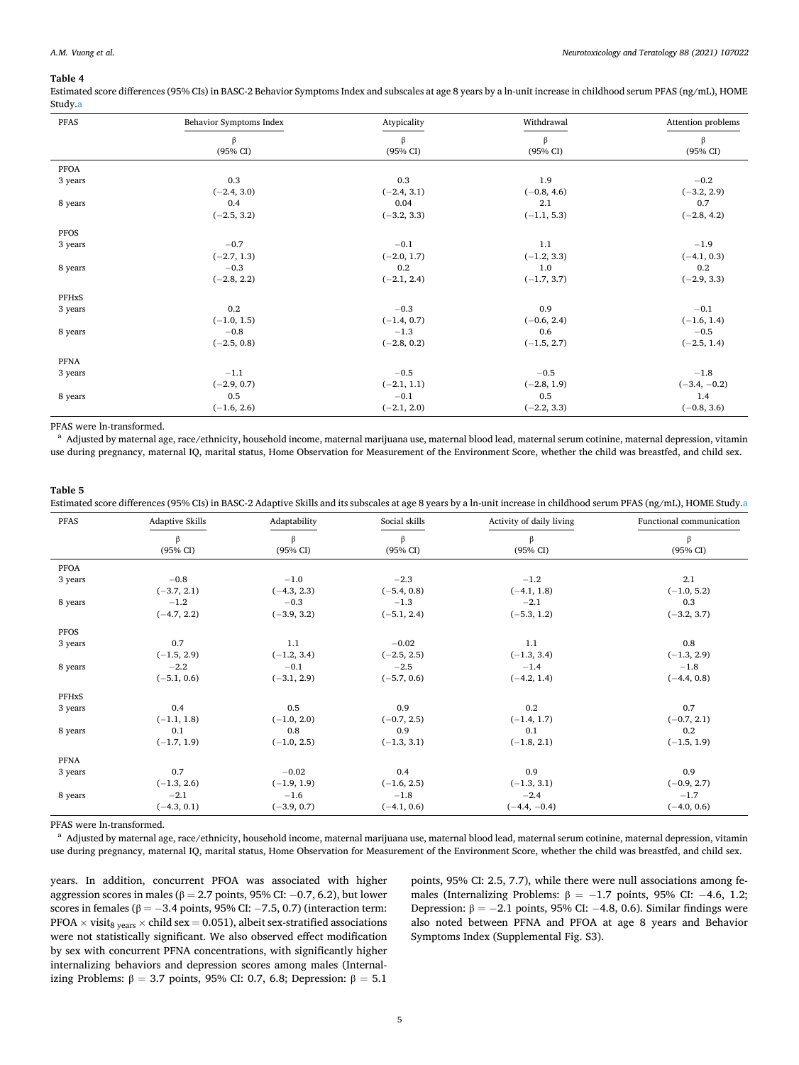**Table 4**

Estimated score differences (95% CIs) in BASC-2 Behavior Symptoms Index and subscales at age 8 years by a ln-unit increase in childhood serum PFAS (ng/mL), HOME Study.[a]

| PFAS | Behavior Symptoms Index | Atypicality | Withdrawal | Attention problems |
|---|---|---|---|---|
| | β (95% CI) | β (95% CI) | β (95% CI) | β (95% CI) |
| **PFOA** | | | | |
| 3 years | 0.3 (−2.4, 3.0) | 0.3 (−2.4, 3.1) | 1.9 (−0.8, 4.6) | −0.2 (−3.2, 2.9) |
| 8 years | 0.4 (−2.5, 3.2) | 0.04 (−3.2, 3.3) | 2.1 (−1.1, 5.3) | 0.7 (−2.8, 4.2) |
| **PFOS** | | | | |
| 3 years | −0.7 (−2.7, 1.3) | −0.1 (−2.0, 1.7) | 1.1 (−1.2, 3.3) | −1.9 (−4.1, 0.3) |
| 8 years | −0.3 (−2.8, 2.2) | 0.2 (−2.1, 2.4) | 1.0 (−1.7, 3.7) | 0.2 (−2.9, 3.3) |
| **PFHxS** | | | | |
| 3 years | 0.2 (−1.0, 1.5) | −0.3 (−1.4, 0.7) | 0.9 (−0.6, 2.4) | −0.1 (−1.6, 1.4) |
| 8 years | −0.8 (−2.5, 0.8) | −1.3 (−2.8, 0.2) | 0.6 (−1.5, 2.7) | −0.5 (−2.5, 1.4) |
| **PFNA** | | | | |
| 3 years | −1.1 (−2.9, 0.7) | −0.5 (−2.1, 1.1) | −0.5 (−2.8, 1.9) | −1.8 (−3.4, −0.2) |
| 8 years | 0.5 (−1.6, 2.6) | −0.1 (−2.1, 2.0) | 0.5 (−2.2, 3.3) | 1.4 (−0.8, 3.6) |

PFAS were ln-transformed.

[a] Adjusted by maternal age, race/ethnicity, household income, maternal marijuana use, maternal blood lead, maternal serum cotinine, maternal depression, vitamin use during pregnancy, maternal IQ, marital status, Home Observation for Measurement of the Environment Score, whether the child was breastfed, and child sex.

**Table 5**

Estimated score differences (95% CIs) in BASC-2 Adaptive Skills and its subscales at age 8 years by a ln-unit increase in childhood serum PFAS (ng/mL), HOME Study.[a]

| PFAS | Adaptive Skills | Adaptability | Social skills | Activity of daily living | Functional communication |
|---|---|---|---|---|---|
| | β (95% CI) | β (95% CI) | β (95% CI) | β (95% CI) | β (95% CI) |
| **PFOA** | | | | | |
| 3 years | −0.8 (−3.7, 2.1) | −1.0 (−4.3, 2.3) | −2.3 (−5.4, 0.8) | −1.2 (−4.1, 1.8) | 2.1 (−1.0, 5.2) |
| 8 years | −1.2 (−4.7, 2.2) | −0.3 (−3.9, 3.2) | −1.3 (−5.1, 2.4) | −2.1 (−5.3, 1.2) | 0.3 (−3.2, 3.7) |
| **PFOS** | | | | | |
| 3 years | 0.7 (−1.5, 2.9) | 1.1 (−1.2, 3.4) | −0.02 (−2.5, 2.5) | 1.1 (−1.3, 3.4) | 0.8 (−1.3, 2.9) |
| 8 years | −2.2 (−5.1, 0.6) | −0.1 (−3.1, 2.9) | −2.5 (−5.7, 0.6) | −1.4 (−4.2, 1.4) | −1.8 (−4.4, 0.8) |
| **PFHxS** | | | | | |
| 3 years | 0.4 (−1.1, 1.8) | 0.5 (−1.0, 2.0) | 0.9 (−0.7, 2.5) | 0.2 (−1.4, 1.7) | 0.7 (−0.7, 2.1) |
| 8 years | 0.1 (−1.7, 1.9) | 0.8 (−1.0, 2.5) | 0.9 (−1.3, 3.1) | 0.1 (−1.8, 2.1) | 0.2 (−1.5, 1.9) |
| **PFNA** | | | | | |
| 3 years | 0.7 (−1.3, 2.6) | −0.02 (−1.9, 1.9) | 0.4 (−1.6, 2.5) | 0.9 (−1.3, 3.1) | 0.9 (−0.9, 2.7) |
| 8 years | −2.1 (−4.3, 0.1) | −1.6 (−3.9, 0.7) | −1.8 (−4.1, 0.6) | −2.4 (−4.4, −0.4) | −1.7 (−4.0, 0.6) |

PFAS were ln-transformed.

[a] Adjusted by maternal age, race/ethnicity, household income, maternal marijuana use, maternal blood lead, maternal serum cotinine, maternal depression, vitamin use during pregnancy, maternal IQ, marital status, Home Observation for Measurement of the Environment Score, whether the child was breastfed, and child sex.

years. In addition, concurrent PFOA was associated with higher aggression scores in males (β = 2.7 points, 95% CI: −0.7, 6.2), but lower scores in females (β = −3.4 points, 95% CI: −7.5, 0.7) (interaction term: PFOA × $\text{visit}_{8\ \text{years}}$ × child sex = 0.051), albeit sex-stratified associations were not statistically significant. We also observed effect modification by sex with concurrent PFNA concentrations, with significantly higher internalizing behaviors and depression scores among males (Internalizing Problems: β = 3.7 points, 95% CI: 0.7, 6.8; Depression: β = 5.1 points, 95% CI: 2.5, 7.7), while there were null associations among females (Internalizing Problems: β = −1.7 points, 95% CI: −4.6, 1.2; Depression: β = −2.1 points, 95% CI: −4.8, 0.6). Similar findings were also noted between PFNA and PFOA at age 8 years and Behavior Symptoms Index (Supplemental Fig. S3).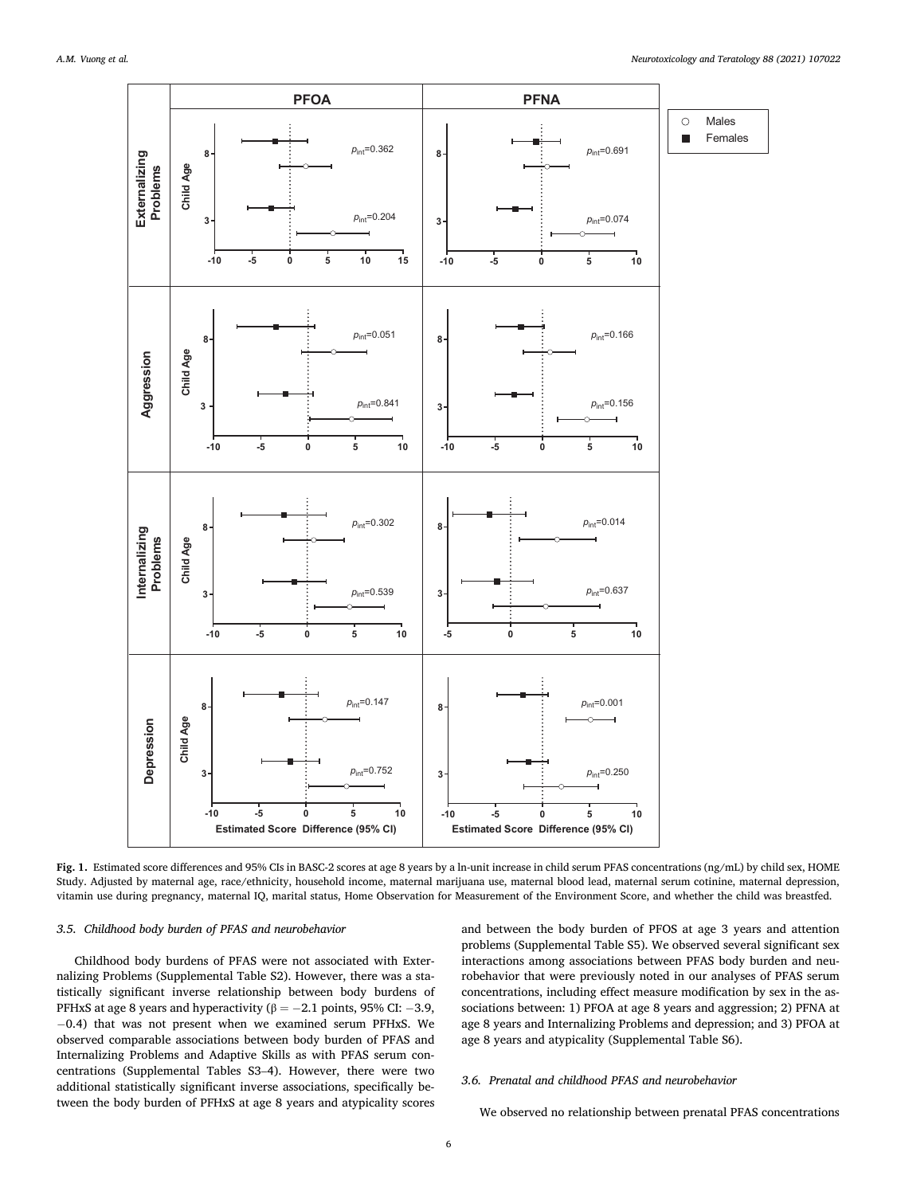**Fig. 1.** Estimated score differences and 95% CIs in BASC-2 scores at age 8 years by a ln-unit increase in child serum PFAS concentrations (ng/mL) by child sex, HOME Study. Adjusted by maternal age, race/ethnicity, household income, maternal marijuana use, maternal blood lead, maternal serum cotinine, maternal depression, vitamin use during pregnancy, maternal IQ, marital status, Home Observation for Measurement of the Environment Score, and whether the child was breastfed.

### 3.5. Childhood body burden of PFAS and neurobehavior

Childhood body burdens of PFAS were not associated with Externalizing Problems (Supplemental Table S2). However, there was a statistically significant inverse relationship between body burdens of PFHxS at age 8 years and hyperactivity ($\beta = -2.1$ points, 95% CI: $-3.9$, $-0.4$) that was not present when we examined serum PFHxS. We observed comparable associations between body burden of PFAS and Internalizing Problems and Adaptive Skills as with PFAS serum concentrations (Supplemental Tables S3–4). However, there were two additional statistically significant inverse associations, specifically between the body burden of PFHxS at age 8 years and atypicality scores and between the body burden of PFOS at age 3 years and attention problems (Supplemental Table S5). We observed several significant sex interactions among associations between PFAS body burden and neurobehavior that were previously noted in our analyses of PFAS serum concentrations, including effect measure modification by sex in the associations between: 1) PFOA at age 8 years and aggression; 2) PFNA at age 8 years and Internalizing Problems and depression; and 3) PFOA at age 8 years and atypicality (Supplemental Table S6).

### 3.6. Prenatal and childhood PFAS and neurobehavior

We observed no relationship between prenatal PFAS concentrations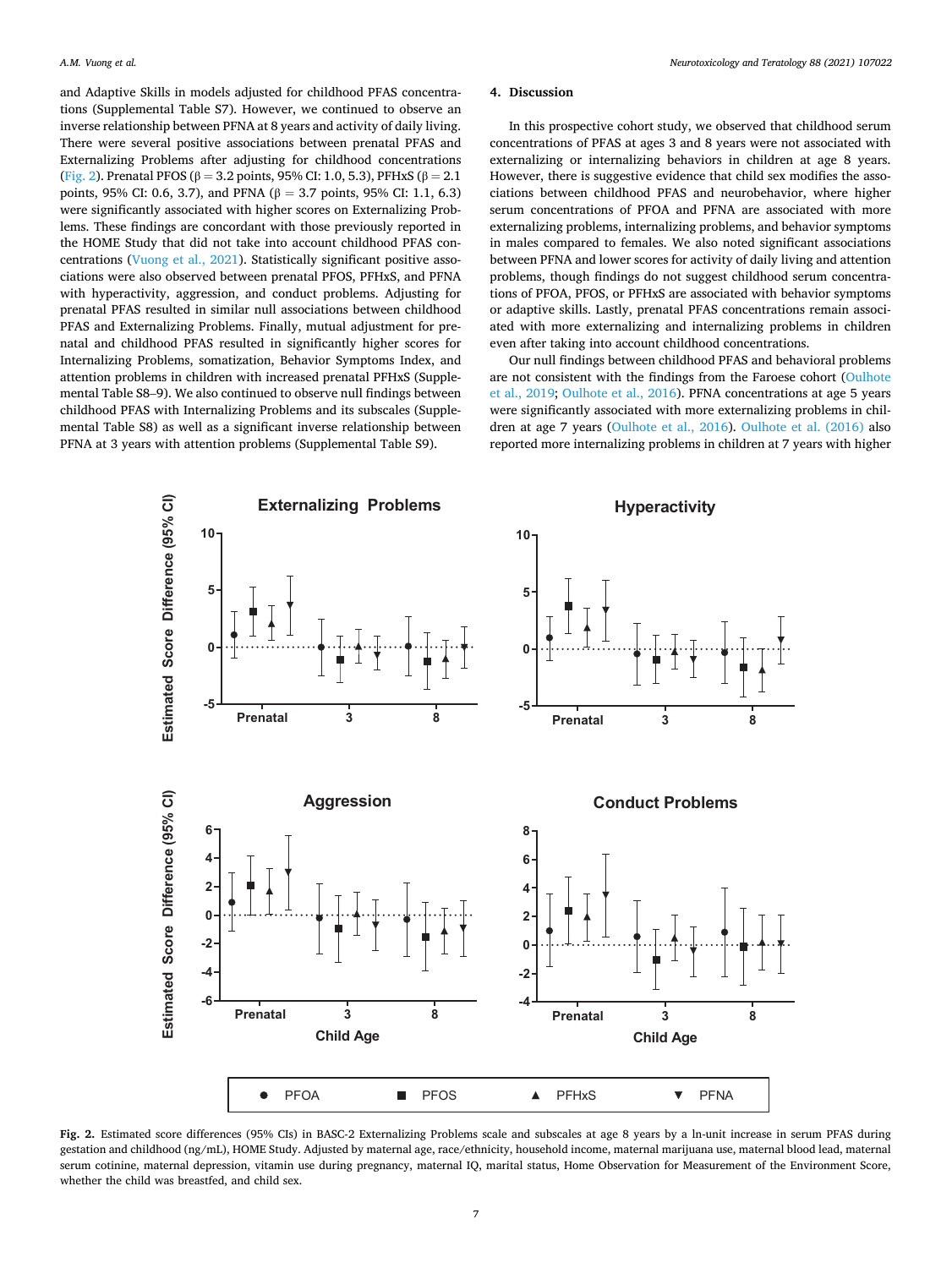and Adaptive Skills in models adjusted for childhood PFAS concentrations (Supplemental Table S7). However, we continued to observe an inverse relationship between PFNA at 8 years and activity of daily living. There were several positive associations between prenatal PFAS and Externalizing Problems after adjusting for childhood concentrations (Fig. 2). Prenatal PFOS (β = 3.2 points, 95% CI: 1.0, 5.3), PFHxS (β = 2.1 points, 95% CI: 0.6, 3.7), and PFNA (β = 3.7 points, 95% CI: 1.1, 6.3) were significantly associated with higher scores on Externalizing Problems. These findings are concordant with those previously reported in the HOME Study that did not take into account childhood PFAS concentrations (Vuong et al., 2021). Statistically significant positive associations were also observed between prenatal PFOS, PFHxS, and PFNA with hyperactivity, aggression, and conduct problems. Adjusting for prenatal PFAS resulted in similar null associations between childhood PFAS and Externalizing Problems. Finally, mutual adjustment for prenatal and childhood PFAS resulted in significantly higher scores for Internalizing Problems, somatization, Behavior Symptoms Index, and attention problems in children with increased prenatal PFHxS (Supplemental Table S8–9). We also continued to observe null findings between childhood PFAS with Internalizing Problems and its subscales (Supplemental Table S8) as well as a significant inverse relationship between PFNA at 3 years with attention problems (Supplemental Table S9).

## 4. Discussion

In this prospective cohort study, we observed that childhood serum concentrations of PFAS at ages 3 and 8 years were not associated with externalizing or internalizing behaviors in children at age 8 years. However, there is suggestive evidence that child sex modifies the associations between childhood PFAS and neurobehavior, where higher serum concentrations of PFOA and PFNA are associated with more externalizing problems, internalizing problems, and behavior symptoms in males compared to females. We also noted significant associations between PFNA and lower scores for activity of daily living and attention problems, though findings do not suggest childhood serum concentrations of PFOA, PFOS, or PFHxS are associated with behavior symptoms or adaptive skills. Lastly, prenatal PFAS concentrations remain associated with more externalizing and internalizing problems in children even after taking into account childhood concentrations.

Our null findings between childhood PFAS and behavioral problems are not consistent with the findings from the Faroese cohort (Oulhote et al., 2019; Oulhote et al., 2016). PFNA concentrations at age 5 years were significantly associated with more externalizing problems in children at age 7 years (Oulhote et al., 2016). Oulhote et al. (2016) also reported more internalizing problems in children at 7 years with higher

**Fig. 2.** Estimated score differences (95% CIs) in BASC-2 Externalizing Problems scale and subscales at age 8 years by a ln-unit increase in serum PFAS during gestation and childhood (ng/mL), HOME Study. Adjusted by maternal age, race/ethnicity, household income, maternal marijuana use, maternal blood lead, maternal serum cotinine, maternal depression, vitamin use during pregnancy, maternal IQ, marital status, Home Observation for Measurement of the Environment Score, whether the child was breastfed, and child sex.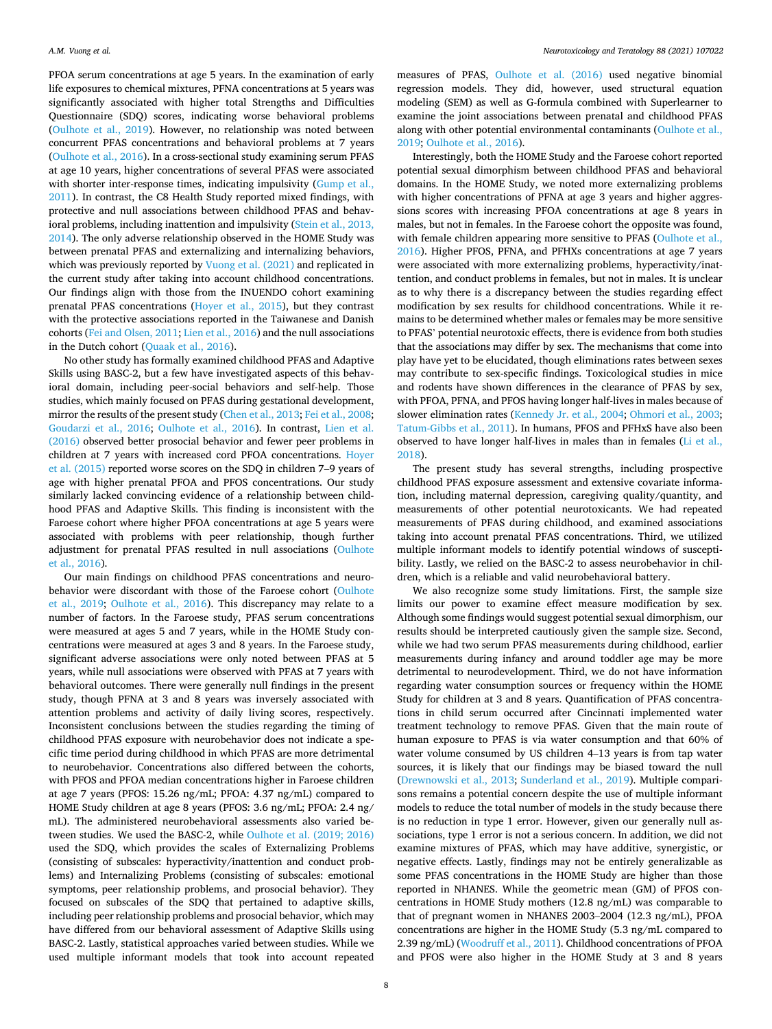PFOA serum concentrations at age 5 years. In the examination of early life exposures to chemical mixtures, PFNA concentrations at 5 years was significantly associated with higher total Strengths and Difficulties Questionnaire (SDQ) scores, indicating worse behavioral problems (Oulhote et al., 2019). However, no relationship was noted between concurrent PFAS concentrations and behavioral problems at 7 years (Oulhote et al., 2016). In a cross-sectional study examining serum PFAS at age 10 years, higher concentrations of several PFAS were associated with shorter inter-response times, indicating impulsivity (Gump et al., 2011). In contrast, the C8 Health Study reported mixed findings, with protective and null associations between childhood PFAS and behavioral problems, including inattention and impulsivity (Stein et al., 2013, 2014). The only adverse relationship observed in the HOME Study was between prenatal PFAS and externalizing and internalizing behaviors, which was previously reported by Vuong et al. (2021) and replicated in the current study after taking into account childhood concentrations. Our findings align with those from the INUENDO cohort examining prenatal PFAS concentrations (Hoyer et al., 2015), but they contrast with the protective associations reported in the Taiwanese and Danish cohorts (Fei and Olsen, 2011; Lien et al., 2016) and the null associations in the Dutch cohort (Quaak et al., 2016).

No other study has formally examined childhood PFAS and Adaptive Skills using BASC-2, but a few have investigated aspects of this behavioral domain, including peer-social behaviors and self-help. Those studies, which mainly focused on PFAS during gestational development, mirror the results of the present study (Chen et al., 2013; Fei et al., 2008; Goudarzi et al., 2016; Oulhote et al., 2016). In contrast, Lien et al. (2016) observed better prosocial behavior and fewer peer problems in children at 7 years with increased cord PFOA concentrations. Hoyer et al. (2015) reported worse scores on the SDQ in children 7–9 years of age with higher prenatal PFOA and PFOS concentrations. Our study similarly lacked convincing evidence of a relationship between childhood PFAS and Adaptive Skills. This finding is inconsistent with the Faroese cohort where higher PFOA concentrations at age 5 years were associated with problems with peer relationship, though further adjustment for prenatal PFAS resulted in null associations (Oulhote et al., 2016).

Our main findings on childhood PFAS concentrations and neurobehavior were discordant with those of the Faroese cohort (Oulhote et al., 2019; Oulhote et al., 2016). This discrepancy may relate to a number of factors. In the Faroese study, PFAS serum concentrations were measured at ages 5 and 7 years, while in the HOME Study concentrations were measured at ages 3 and 8 years. In the Faroese study, significant adverse associations were only noted between PFAS at 5 years, while null associations were observed with PFAS at 7 years with behavioral outcomes. There were generally null findings in the present study, though PFNA at 3 and 8 years was inversely associated with attention problems and activity of daily living scores, respectively. Inconsistent conclusions between the studies regarding the timing of childhood PFAS exposure with neurobehavior does not indicate a specific time period during childhood in which PFAS are more detrimental to neurobehavior. Concentrations also differed between the cohorts, with PFOS and PFOA median concentrations higher in Faroese children at age 7 years (PFOS: 15.26 ng/mL; PFOA: 4.37 ng/mL) compared to HOME Study children at age 8 years (PFOS: 3.6 ng/mL; PFOA: 2.4 ng/mL). The administered neurobehavioral assessments also varied between studies. We used the BASC-2, while Oulhote et al. (2019; 2016) used the SDQ, which provides the scales of Externalizing Problems (consisting of subscales: hyperactivity/inattention and conduct problems) and Internalizing Problems (consisting of subscales: emotional symptoms, peer relationship problems, and prosocial behavior). They focused on subscales of the SDQ that pertained to adaptive skills, including peer relationship problems and prosocial behavior, which may have differed from our behavioral assessment of Adaptive Skills using BASC-2. Lastly, statistical approaches varied between studies. While we used multiple informant models that took into account repeated measures of PFAS, Oulhote et al. (2016) used negative binomial regression models. They did, however, used structural equation modeling (SEM) as well as G-formula combined with Superlearner to examine the joint associations between prenatal and childhood PFAS along with other potential environmental contaminants (Oulhote et al., 2019; Oulhote et al., 2016).

Interestingly, both the HOME Study and the Faroese cohort reported potential sexual dimorphism between childhood PFAS and behavioral domains. In the HOME Study, we noted more externalizing problems with higher concentrations of PFNA at age 3 years and higher aggressions scores with increasing PFOA concentrations at age 8 years in males, but not in females. In the Faroese cohort the opposite was found, with female children appearing more sensitive to PFAS (Oulhote et al., 2016). Higher PFOS, PFNA, and PFHXs concentrations at age 7 years were associated with more externalizing problems, hyperactivity/inattention, and conduct problems in females, but not in males. It is unclear as to why there is a discrepancy between the studies regarding effect modification by sex results for childhood concentrations. While it remains to be determined whether males or females may be more sensitive to PFAS' potential neurotoxic effects, there is evidence from both studies that the associations may differ by sex. The mechanisms that come into play have yet to be elucidated, though eliminations rates between sexes may contribute to sex-specific findings. Toxicological studies in mice and rodents have shown differences in the clearance of PFAS by sex, with PFOA, PFNA, and PFOS having longer half-lives in males because of slower elimination rates (Kennedy Jr. et al., 2004; Ohmori et al., 2003; Tatum-Gibbs et al., 2011). In humans, PFOS and PFHxS have also been observed to have longer half-lives in males than in females (Li et al., 2018).

The present study has several strengths, including prospective childhood PFAS exposure assessment and extensive covariate information, including maternal depression, caregiving quality/quantity, and measurements of other potential neurotoxicants. We had repeated measurements of PFAS during childhood, and examined associations taking into account prenatal PFAS concentrations. Third, we utilized multiple informant models to identify potential windows of susceptibility. Lastly, we relied on the BASC-2 to assess neurobehavior in children, which is a reliable and valid neurobehavioral battery.

We also recognize some study limitations. First, the sample size limits our power to examine effect measure modification by sex. Although some findings would suggest potential sexual dimorphism, our results should be interpreted cautiously given the sample size. Second, while we had two serum PFAS measurements during childhood, earlier measurements during infancy and around toddler age may be more detrimental to neurodevelopment. Third, we do not have information regarding water consumption sources or frequency within the HOME Study for children at 3 and 8 years. Quantification of PFAS concentrations in child serum occurred after Cincinnati implemented water treatment technology to remove PFAS. Given that the main route of human exposure to PFAS is via water consumption and that 60% of water volume consumed by US children 4–13 years is from tap water sources, it is likely that our findings may be biased toward the null (Drewnowski et al., 2013; Sunderland et al., 2019). Multiple comparisons remains a potential concern despite the use of multiple informant models to reduce the total number of models in the study because there is no reduction in type 1 error. However, given our generally null associations, type 1 error is not a serious concern. In addition, we did not examine mixtures of PFAS, which may have additive, synergistic, or negative effects. Lastly, findings may not be entirely generalizable as some PFAS concentrations in the HOME Study are higher than those reported in NHANES. While the geometric mean (GM) of PFOS concentrations in HOME Study mothers (12.8 ng/mL) was comparable to that of pregnant women in NHANES 2003–2004 (12.3 ng/mL), PFOA concentrations are higher in the HOME Study (5.3 ng/mL compared to 2.39 ng/mL) (Woodruff et al., 2011). Childhood concentrations of PFOA and PFOS were also higher in the HOME Study at 3 and 8 years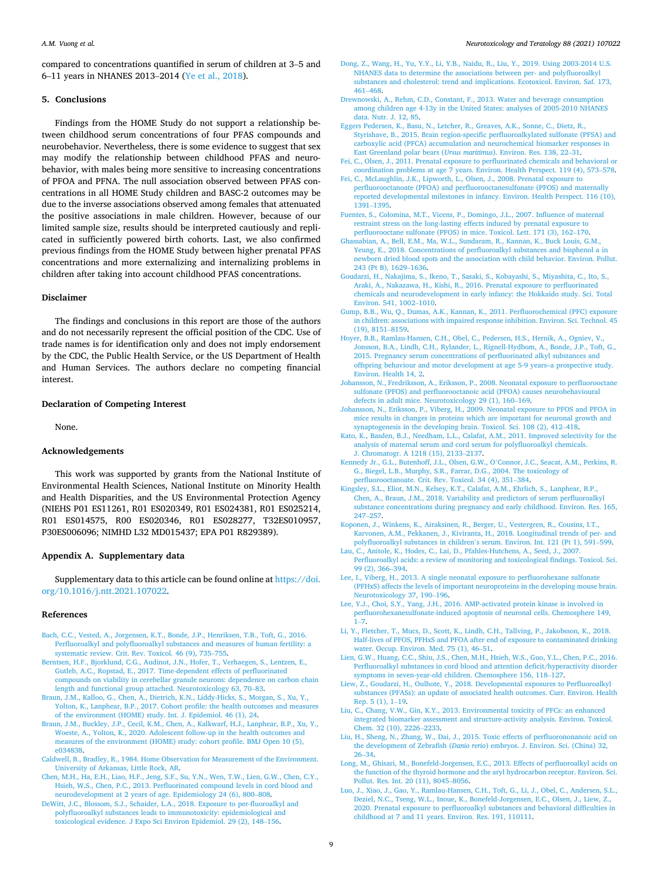compared to concentrations quantified in serum of children at 3–5 and 6–11 years in NHANES 2013–2014 (Ye et al., 2018).

## 5. Conclusions

Findings from the HOME Study do not support a relationship between childhood serum concentrations of four PFAS compounds and neurobehavior. Nevertheless, there is some evidence to suggest that sex may modify the relationship between childhood PFAS and neurobehavior, with males being more sensitive to increasing concentrations of PFOA and PFNA. The null association observed between PFAS concentrations in all HOME Study children and BASC-2 outcomes may be due to the inverse associations observed among females that attenuated the positive associations in male children. However, because of our limited sample size, results should be interpreted cautiously and replicated in sufficiently powered birth cohorts. Last, we also confirmed previous findings from the HOME Study between higher prenatal PFAS concentrations and more externalizing and internalizing problems in children after taking into account childhood PFAS concentrations.

## Disclaimer

The findings and conclusions in this report are those of the authors and do not necessarily represent the official position of the CDC. Use of trade names is for identification only and does not imply endorsement by the CDC, the Public Health Service, or the US Department of Health and Human Services. The authors declare no competing financial interest.

## Declaration of Competing Interest

None.

## Acknowledgements

This work was supported by grants from the National Institute of Environmental Health Sciences, National Institute on Minority Health and Health Disparities, and the US Environmental Protection Agency (NIEHS P01 ES11261, R01 ES020349, R01 ES024381, R01 ES025214, R01 ES014575, R00 ES020346, R01 ES028277, T32ES010957, P30ES006096; NIMHD L32 MD015437; EPA P01 R829389).

## Appendix A. Supplementary data

Supplementary data to this article can be found online at https://doi.org/10.1016/j.ntt.2021.107022.

## References

Bach, C.C., Vested, A., Jorgensen, K.T., Bonde, J.P., Henriksen, T.B., Toft, G., 2016. Perfluoroalkyl and polyfluoroalkyl substances and measures of human fertility: a systematic review. Crit. Rev. Toxicol. 46 (9), 735–755.

Berntsen, H.F., Bjorklund, C.G., Audinot, J.N., Hofer, T., Verhaegen, S., Lentzen, E., Gutleb, A.C., Ropstad, E., 2017. Time-dependent effects of perfluorinated compounds on viability in cerebellar granule neurons: dependence on carbon chain length and functional group attached. Neurotoxicology 63, 70–83.

Braun, J.M., Kalloo, G., Chen, A., Dietrich, K.N., Liddy-Hicks, S., Morgan, S., Xu, Y., Yolton, K., Lanphear, B.P., 2017. Cohort profile: the health outcomes and measures of the environment (HOME) study. Int. J. Epidemiol. 46 (1), 24.

Braun, J.M., Buckley, J.P., Cecil, K.M., Chen, A., Kalkwarf, H.J., Lanphear, B.P., Xu, Y., Woeste, A., Yolton, K., 2020. Adolescent follow-up in the health outcomes and measures of the environment (HOME) study: cohort profile. BMJ Open 10 (5), e034838.

Caldwell, B., Bradley, R., 1984. Home Observation for Measurement of the Environment. University of Arkansas, Little Rock, AR.

Chen, M.H., Ha, E.H., Liao, H.F., Jeng, S.F., Su, Y.N., Wen, T.W., Lien, G.W., Chen, C.Y., Hsieh, W.S., Chen, P.C., 2013. Perfluorinated compound levels in cord blood and neurodevelopment at 2 years of age. Epidemiology 24 (6), 800–808.

DeWitt, J.C., Blossom, S.J., Schaider, L.A., 2018. Exposure to per-fluoroalkyl and polyfluoroalkyl substances leads to immunotoxicity: epidemiological and toxicological evidence. J Expo Sci Environ Epidemiol. 29 (2), 148–156.

Dong, Z., Wang, H., Yu, Y.Y., Li, Y.B., Naidu, R., Liu, Y., 2019. Using 2003-2014 U.S. NHANES data to determine the associations between per- and polyfluoroalkyl substances and cholesterol: trend and implications. Ecotoxicol. Environ. Saf. 173, 461–468.

Drewnowski, A., Rehm, C.D., Constant, F., 2013. Water and beverage consumption among children age 4-13y in the United States: analyses of 2005-2010 NHANES data. Nutr. J. 12, 85.

Eggers Pedersen, K., Basu, N., Letcher, R., Greaves, A.K., Sonne, C., Dietz, R., Styrishave, B., 2015. Brain region-specific perfluoroalkylated sulfonate (PFSA) and carboxylic acid (PFCA) accumulation and neurochemical biomarker responses in East Greenland polar bears (*Ursus maritimus*). Environ. Res. 138, 22–31.

Fei, C., Olsen, J., 2011. Prenatal exposure to perfluorinated chemicals and behavioral or coordination problems at age 7 years. Environ. Health Perspect. 119 (4), 573–578.

Fei, C., McLaughlin, J.K., Lipworth, L., Olsen, J., 2008. Prenatal exposure to perfluorooctanoate (PFOA) and perfluorooctanesulfonate (PFOS) and maternally reported developmental milestones in infancy. Environ. Health Perspect. 116 (10), 1391–1395.

Fuentes, S., Colomina, M.T., Vicens, P., Domingo, J.L., 2007. Influence of maternal restraint stress on the long-lasting effects induced by prenatal exposure to perfluorooctane sulfonate (PFOS) in mice. Toxicol. Lett. 171 (3), 162–170.

Ghassabian, A., Bell, E.M., Ma, W.L., Sundaram, R., Kannan, K., Buck Louis, G.M., Yeung, E., 2018. Concentrations of perfluoroalkyl substances and bisphenol a in newborn dried blood spots and the association with child behavior. Environ. Pollut. 243 (Pt B), 1629–1636.

Goudarzi, H., Nakajima, S., Ikeno, T., Sasaki, S., Kobayashi, S., Miyashita, C., Ito, S., Araki, A., Nakazawa, H., Kishi, R., 2016. Prenatal exposure to perfluorinated chemicals and neurodevelopment in early infancy: the Hokkaido study. Sci. Total Environ. 541, 1002–1010.

Gump, B.B., Wu, Q., Dumas, A.K., Kannan, K., 2011. Perfluorochemical (PFC) exposure in children: associations with impaired response inhibition. Environ. Sci. Technol. 45 (19), 8151–8159.

Hoyer, B.B., Ramlau-Hansen, C.H., Obel, C., Pedersen, H.S., Hernik, A., Ogniev, V., Jonsson, B.A., Lindh, C.H., Rylander, L., Rignell-Hydbom, A., Bonde, J.P., Toft, G., 2015. Pregnancy serum concentrations of perfluorinated alkyl substances and offspring behaviour and motor development at age 5-9 years–a prospective study. Environ. Health 14, 2.

Johansson, N., Fredriksson, A., Eriksson, P., 2008. Neonatal exposure to perfluorooctane sulfonate (PFOS) and perfluorooctanoic acid (PFOA) causes neurobehavioural defects in adult mice. Neurotoxicology 29 (1), 160–169.

Johansson, N., Eriksson, P., Viberg, H., 2009. Neonatal exposure to PFOS and PFOA in mice results in changes in proteins which are important for neuronal growth and synaptogenesis in the developing brain. Toxicol. Sci. 108 (2), 412–418.

Kato, K., Basden, B.J., Needham, L.L., Calafat, A.M., 2011. Improved selectivity for the analysis of maternal serum and cord serum for polyfluoroalkyl chemicals. J. Chromatogr. A 1218 (15), 2133–2137.

Kennedy Jr., G.L., Butenhoff, J.L., Olsen, G.W., O'Connor, J.C., Seacat, A.M., Perkins, R.G., Biegel, L.B., Murphy, S.R., Farrar, D.G., 2004. The toxicology of perfluorooctanoate. Crit. Rev. Toxicol. 34 (4), 351–384.

Kingsley, S.L., Eliot, M.N., Kelsey, K.T., Calafat, A.M., Ehrlich, S., Lanphear, B.P., Chen, A., Braun, J.M., 2018. Variability and predictors of serum perfluoroalkyl substance concentrations during pregnancy and early childhood. Environ. Res. 165, 247–257.

Koponen, J., Winkens, K., Airaksinen, R., Berger, U., Vestergren, R., Cousins, I.T., Karvonen, A.M., Pekkanen, J., Kiviranta, H., 2018. Longitudinal trends of per- and polyfluoroalkyl substances in children's serum. Environ. Int. 121 (Pt 1), 591–599.

Lau, C., Anitole, K., Hodes, C., Lai, D., Pfahles-Hutchens, A., Seed, J., 2007. Perfluoroalkyl acids: a review of monitoring and toxicological findings. Toxicol. Sci. 99 (2), 366–394.

Lee, I., Viberg, H., 2013. A single neonatal exposure to perfluorohexane sulfonate (PFHxS) affects the levels of important neuroproteins in the developing mouse brain. Neurotoxicology 37, 190–196.

Lee, Y.J., Choi, S.Y., Yang, J.H., 2016. AMP-activated protein kinase is involved in perfluorohexanesulfonate-induced apoptosis of neuronal cells. Chemosphere 149, 1–7.

Li, Y., Fletcher, T., Mucs, D., Scott, K., Lindh, C.H., Tallving, P., Jakobsson, K., 2018. Half-lives of PFOS, PFHxS and PFOA after end of exposure to contaminated drinking water. Occup. Environ. Med. 75 (1), 46–51.

Lien, G.W., Huang, C.C., Shiu, J.S., Chen, M.H., Hsieh, W.S., Guo, Y.L., Chen, P.C., 2016. Perfluoroalkyl substances in cord blood and attention deficit/hyperactivity disorder symptoms in seven-year-old children. Chemosphere 156, 118–127.

Liew, Z., Goudarzi, H., Oulhote, Y., 2018. Developmental exposures to Perfluoroalkyl substances (PFASs): an update of associated health outcomes. Curr. Environ. Health Rep. 5 (1), 1–19.

Liu, C., Chang, V.W., Gin, K.Y., 2013. Environmental toxicity of PFCs: an enhanced integrated biomarker assessment and structure-activity analysis. Environ. Toxicol. Chem. 32 (10), 2226–2233.

Liu, H., Sheng, N., Zhang, W., Dai, J., 2015. Toxic effects of perfluorononanoic acid on the development of Zebrafish (*Danio rerio*) embryos. J. Environ. Sci. (China) 32, 26–34.

Long, M., Ghisari, M., Bonefeld-Jorgensen, E.C., 2013. Effects of perfluoroalkyl acids on the function of the thyroid hormone and the aryl hydrocarbon receptor. Environ. Sci. Pollut. Res. Int. 20 (11), 8045–8056.

Luo, J., Xiao, J., Gao, Y., Ramlau-Hansen, C.H., Toft, G., Li, J., Obel, C., Andersen, S.L., Deziel, N.C., Tseng, W.L., Inoue, K., Bonefeld-Jorgensen, E.C., Olsen, J., Liew, Z., 2020. Prenatal exposure to perfluoroalkyl substances and behavioral difficulties in childhood at 7 and 11 years. Environ. Res. 191, 110111.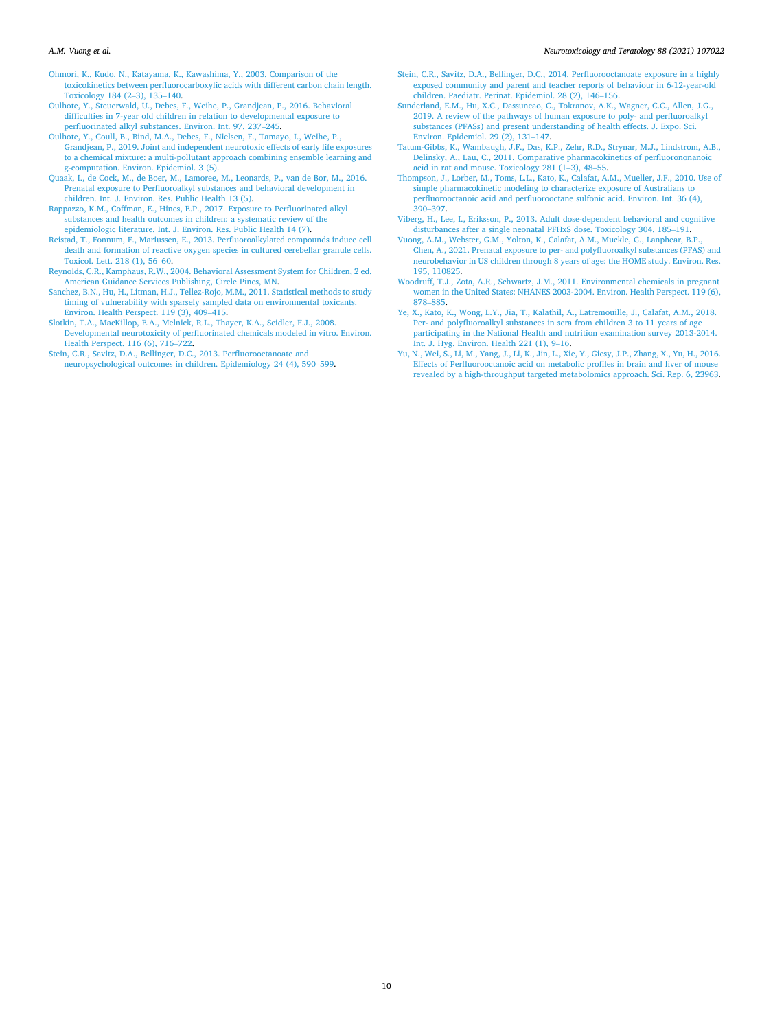Ohmori, K., Kudo, N., Katayama, K., Kawashima, Y., 2003. Comparison of the toxicokinetics between perfluorocarboxylic acids with different carbon chain length. Toxicology 184 (2–3), 135–140.

Oulhote, Y., Steuerwald, U., Debes, F., Weihe, P., Grandjean, P., 2016. Behavioral difficulties in 7-year old children in relation to developmental exposure to perfluorinated alkyl substances. Environ. Int. 97, 237–245.

Oulhote, Y., Coull, B., Bind, M.A., Debes, F., Nielsen, F., Tamayo, I., Weihe, P., Grandjean, P., 2019. Joint and independent neurotoxic effects of early life exposures to a chemical mixture: a multi-pollutant approach combining ensemble learning and g-computation. Environ. Epidemiol. 3 (5).

Quaak, I., de Cock, M., de Boer, M., Lamoree, M., Leonards, P., van de Bor, M., 2016. Prenatal exposure to Perfluoroalkyl substances and behavioral development in children. Int. J. Environ. Res. Public Health 13 (5).

Rappazzo, K.M., Coffman, E., Hines, E.P., 2017. Exposure to Perfluorinated alkyl substances and health outcomes in children: a systematic review of the epidemiologic literature. Int. J. Environ. Res. Public Health 14 (7).

Reistad, T., Fonnum, F., Mariussen, E., 2013. Perfluoroalkylated compounds induce cell death and formation of reactive oxygen species in cultured cerebellar granule cells. Toxicol. Lett. 218 (1), 56–60.

Reynolds, C.R., Kamphaus, R.W., 2004. Behavioral Assessment System for Children, 2 ed. American Guidance Services Publishing, Circle Pines, MN.

Sanchez, B.N., Hu, H., Litman, H.J., Tellez-Rojo, M.M., 2011. Statistical methods to study timing of vulnerability with sparsely sampled data on environmental toxicants. Environ. Health Perspect. 119 (3), 409–415.

Slotkin, T.A., MacKillop, E.A., Melnick, R.L., Thayer, K.A., Seidler, F.J., 2008. Developmental neurotoxicity of perfluorinated chemicals modeled in vitro. Environ. Health Perspect. 116 (6), 716–722.

Stein, C.R., Savitz, D.A., Bellinger, D.C., 2013. Perfluorooctanoate and neuropsychological outcomes in children. Epidemiology 24 (4), 590–599.

Stein, C.R., Savitz, D.A., Bellinger, D.C., 2014. Perfluorooctanoate exposure in a highly exposed community and parent and teacher reports of behaviour in 6-12-year-old children. Paediatr. Perinat. Epidemiol. 28 (2), 146–156.

Sunderland, E.M., Hu, X.C., Dassuncao, C., Tokranov, A.K., Wagner, C.C., Allen, J.G., 2019. A review of the pathways of human exposure to poly- and perfluoroalkyl substances (PFASs) and present understanding of health effects. J. Expo. Sci. Environ. Epidemiol. 29 (2), 131–147.

Tatum-Gibbs, K., Wambaugh, J.F., Das, K.P., Zehr, R.D., Strynar, M.J., Lindstrom, A.B., Delinsky, A., Lau, C., 2011. Comparative pharmacokinetics of perfluorononanoic acid in rat and mouse. Toxicology 281 (1–3), 48–55.

Thompson, J., Lorber, M., Toms, L.L., Kato, K., Calafat, A.M., Mueller, J.F., 2010. Use of simple pharmacokinetic modeling to characterize exposure of Australians to perfluorooctanoic acid and perfluorooctane sulfonic acid. Environ. Int. 36 (4), 390–397.

Viberg, H., Lee, I., Eriksson, P., 2013. Adult dose-dependent behavioral and cognitive disturbances after a single neonatal PFHxS dose. Toxicology 304, 185–191.

Vuong, A.M., Webster, G.M., Yolton, K., Calafat, A.M., Muckle, G., Lanphear, B.P., Chen, A., 2021. Prenatal exposure to per- and polyfluoroalkyl substances (PFAS) and neurobehavior in US children through 8 years of age: the HOME study. Environ. Res. 195, 110825.

Woodruff, T.J., Zota, A.R., Schwartz, J.M., 2011. Environmental chemicals in pregnant women in the United States: NHANES 2003-2004. Environ. Health Perspect. 119 (6), 878–885.

Ye, X., Kato, K., Wong, L.Y., Jia, T., Kalathil, A., Latremouille, J., Calafat, A.M., 2018. Per- and polyfluoroalkyl substances in sera from children 3 to 11 years of age participating in the National Health and nutrition examination survey 2013-2014. Int. J. Hyg. Environ. Health 221 (1), 9–16.

Yu, N., Wei, S., Li, M., Yang, J., Li, K., Jin, L., Xie, Y., Giesy, J.P., Zhang, X., Yu, H., 2016. Effects of Perfluorooctanoic acid on metabolic profiles in brain and liver of mouse revealed by a high-throughput targeted metabolomics approach. Sci. Rep. 6, 23963.